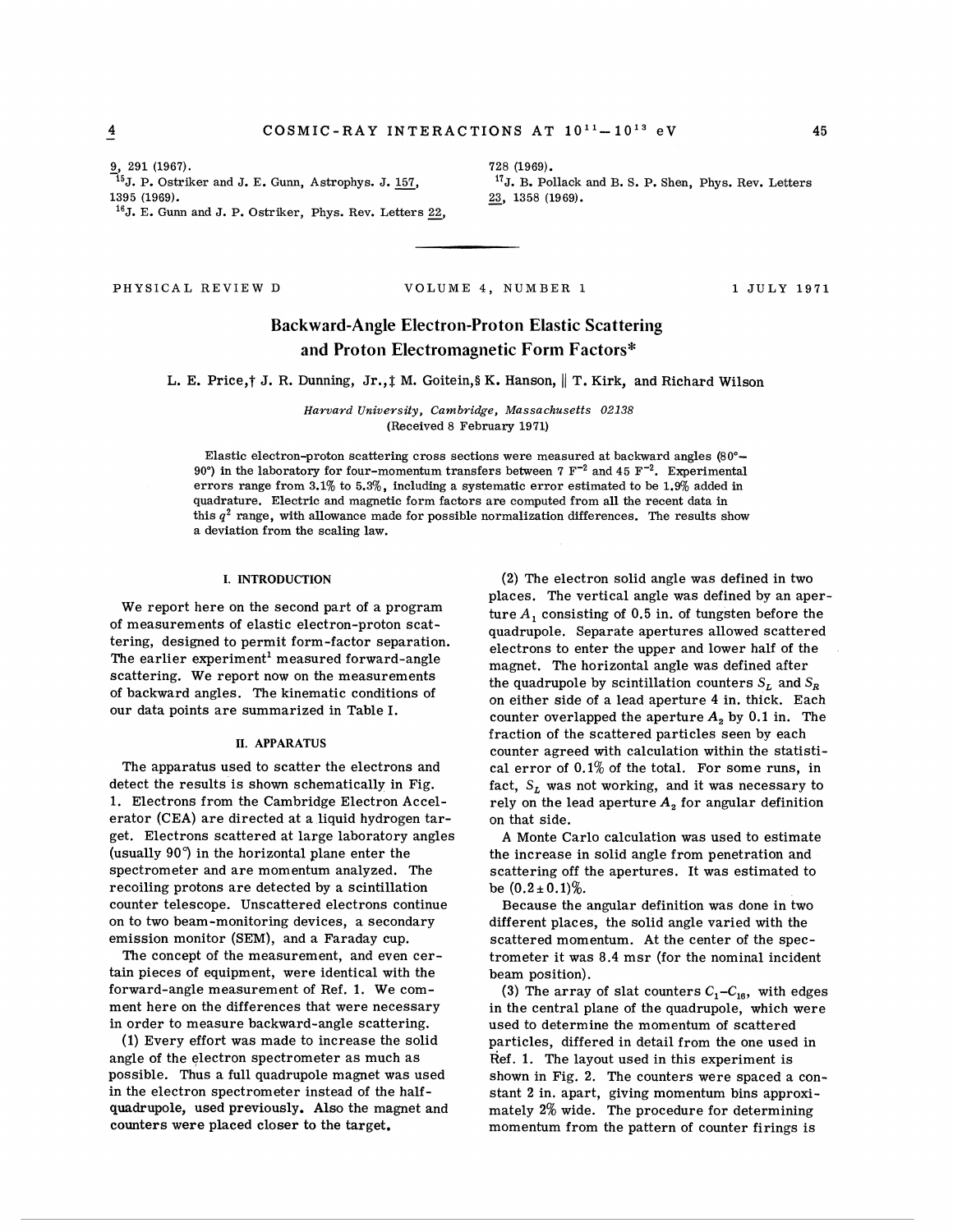9, 291 (1967).

[15]J. P. Ostriker and J. E. Gunn, Astrophys. J. 157, 1395 (1969).

[16]J. E. Gunn and J. P. Ostriker, Phys. Rev. Letters 22, 728 (1969).

[17]J. B. Pollack and B. S. P. Shen, Phys. Rev. Letters 23, 1358 (1969).

---

PHYSICAL REVIEW D VOLUME 4, NUMBER 1 1 JULY 1971

# Backward-Angle Electron-Proton Elastic Scattering and Proton Electromagnetic Form Factors*

L. E. Price,† J. R. Dunning, Jr.,‡ M. Goitein,§ K. Hanson,|| T. Kirk, and Richard Wilson

*Harvard University, Cambridge, Massachusetts 02138*
(Received 8 February 1971)

Elastic electron-proton scattering cross sections were measured at backward angles (80°–90°) in the laboratory for four-momentum transfers between 7 $F^{-2}$ and 45 $F^{-2}$. Experimental errors range from 3.1% to 5.3%, including a systematic error estimated to be 1.9% added in quadrature. Electric and magnetic form factors are computed from all the recent data in this $q^2$ range, with allowance made for possible normalization differences. The results show a deviation from the scaling law.

## I. INTRODUCTION

We report here on the second part of a program of measurements of elastic electron-proton scattering, designed to permit form-factor separation. The earlier experiment[1] measured forward-angle scattering. We report now on the measurements of backward angles. The kinematic conditions of our data points are summarized in Table I.

## II. APPARATUS

The apparatus used to scatter the electrons and detect the results is shown schematically in Fig. 1. Electrons from the Cambridge Electron Accelerator (CEA) are directed at a liquid hydrogen target. Electrons scattered at large laboratory angles (usually 90°) in the horizontal plane enter the spectrometer and are momentum analyzed. The recoiling protons are detected by a scintillation counter telescope. Unscattered electrons continue on to two beam-monitoring devices, a secondary emission monitor (SEM), and a Faraday cup.

The concept of the measurement, and even certain pieces of equipment, were identical with the forward-angle measurement of Ref. 1. We comment here on the differences that were necessary in order to measure backward-angle scattering.

(1) Every effort was made to increase the solid angle of the electron spectrometer as much as possible. Thus a full quadrupole magnet was used in the electron spectrometer instead of the half-quadrupole, used previously. Also the magnet and counters were placed closer to the target.

(2) The electron solid angle was defined in two places. The vertical angle was defined by an aperture $A_1$ consisting of 0.5 in. of tungsten before the quadrupole. Separate apertures allowed scattered electrons to enter the upper and lower half of the magnet. The horizontal angle was defined after the quadrupole by scintillation counters $S_L$ and $S_R$ on either side of a lead aperture 4 in. thick. Each counter overlapped the aperture $A_2$ by 0.1 in. The fraction of the scattered particles seen by each counter agreed with calculation within the statistical error of 0.1% of the total. For some runs, in fact, $S_L$ was not working, and it was necessary to rely on the lead aperture $A_2$ for angular definition on that side.

A Monte Carlo calculation was used to estimate the increase in solid angle from penetration and scattering off the apertures. It was estimated to be $(0.2 \pm 0.1)\%$.

Because the angular definition was done in two different places, the solid angle varied with the scattered momentum. At the center of the spectrometer it was 8.4 msr (for the nominal incident beam position).

(3) The array of slat counters $C_1$–$C_{16}$, with edges in the central plane of the quadrupole, which were used to determine the momentum of scattered particles, differed in detail from the one used in Ref. 1. The layout used in this experiment is shown in Fig. 2. The counters were spaced a constant 2 in. apart, giving momentum bins approximately 2% wide. The procedure for determining momentum from the pattern of counter firings is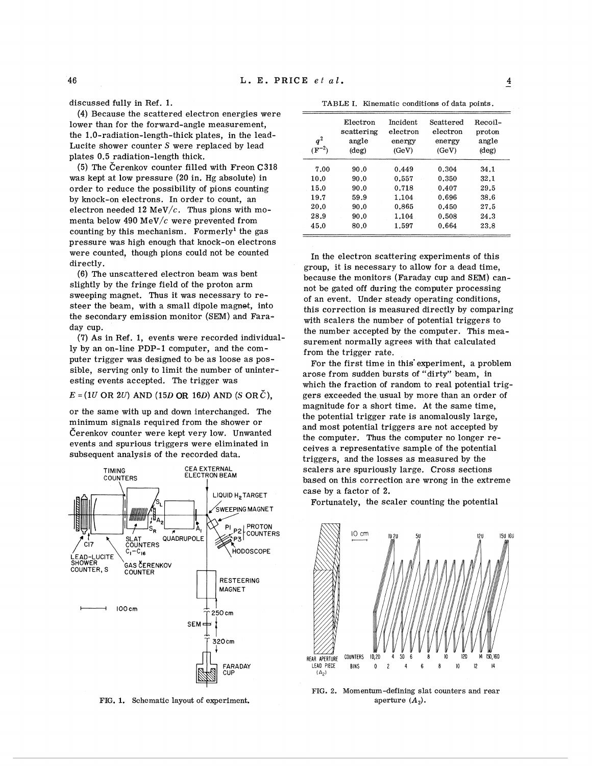discussed fully in Ref. 1.

(4) Because the scattered electron energies were lower than for the forward-angle measurement, the 1.0-radiation-length-thick plates, in the lead-Lucite shower counter $S$ were replaced by lead plates 0.5 radiation-length thick.

(5) The Čerenkov counter filled with Freon C318 was kept at low pressure (20 in. Hg absolute) in order to reduce the possibility of pions counting by knock-on electrons. In order to count, an electron needed 12 MeV/$c$. Thus pions with momenta below 490 MeV/$c$ were prevented from counting by this mechanism. Formerly[1] the gas pressure was high enough that knock-on electrons were counted, though pions could not be counted directly.

(6) The unscattered electron beam was bent slightly by the fringe field of the proton arm sweeping magnet. Thus it was necessary to resteer the beam, with a small dipole magnet, into the secondary emission monitor (SEM) and Faraday cup.

(7) As in Ref. 1, events were recorded individually by an on-line PDP-1 computer, and the computer trigger was designed to be as loose as possible, serving only to limit the number of uninteresting events accepted. The trigger was

$$E = (1U \text{ OR } 2U) \text{ AND } (15D \text{ OR } 16D) \text{ AND } (S \text{ OR } \check{C}),$$

or the same with up and down interchanged. The minimum signals required from the shower or Čerenkov counter were kept very low. Unwanted events and spurious triggers were eliminated in subsequent analysis of the recorded data.

FIG. 1. Schematic layout of experiment.

TABLE I. Kinematic conditions of data points.

| $q^2$ ($F^{-2}$) | Electron scattering angle (deg) | Incident electron energy (GeV) | Scattered electron energy (GeV) | Recoil-proton angle (deg) |
|---|---|---|---|---|
| 7.00 | 90.0 | 0.449 | 0.304 | 34.1 |
| 10.0 | 90.0 | 0.557 | 0.350 | 32.1 |
| 15.0 | 90.0 | 0.718 | 0.407 | 29.5 |
| 19.7 | 59.9 | 1.104 | 0.696 | 38.6 |
| 20.0 | 90.0 | 0.865 | 0.450 | 27.5 |
| 28.9 | 90.0 | 1.104 | 0.508 | 24.3 |
| 45.0 | 80.0 | 1.597 | 0.664 | 23.8 |

In the electron scattering experiments of this group, it is necessary to allow for a dead time, because the monitors (Faraday cup and SEM) cannot be gated off during the computer processing of an event. Under steady operating conditions, this correction is measured directly by comparing with scalers the number of potential triggers to the number accepted by the computer. This measurement normally agrees with that calculated from the trigger rate.

For the first time in this experiment, a problem arose from sudden bursts of "dirty" beam, in which the fraction of random to real potential triggers exceeded the usual by more than an order of magnitude for a short time. At the same time, the potential trigger rate is anomalously large, and most potential triggers are not accepted by the computer. Thus the computer no longer receives a representative sample of the potential triggers, and the losses as measured by the scalers are spuriously large. Cross sections based on this correction are wrong in the extreme case by a factor of 2.

Fortunately, the scaler counting the potential

FIG. 2. Momentum-defining slat counters and rear aperture ($A_2$).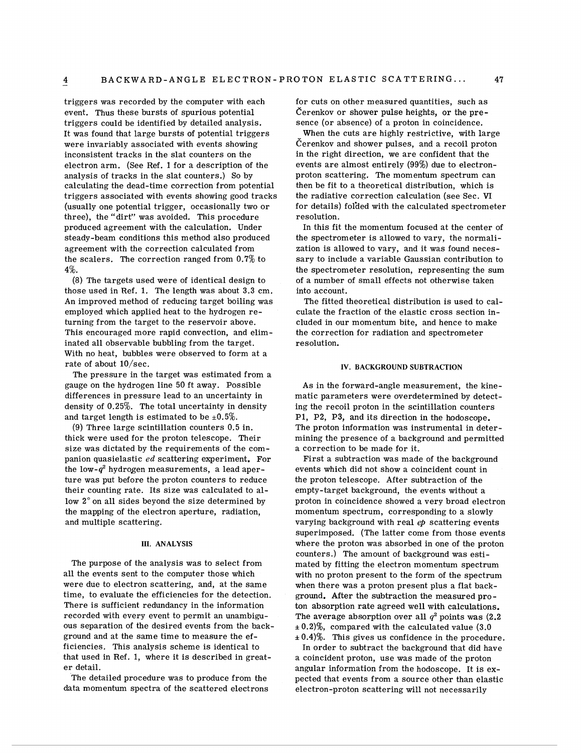triggers was recorded by the computer with each event. Thus these bursts of spurious potential triggers could be identified by detailed analysis. It was found that large bursts of potential triggers were invariably associated with events showing inconsistent tracks in the slat counters on the electron arm. (See Ref. 1 for a description of the analysis of tracks in the slat counters.) So by calculating the dead-time correction from potential triggers associated with events showing good tracks (usually one potential trigger, occasionally two or three), the "dirt" was avoided. This procedure produced agreement with the calculation. Under steady-beam conditions this method also produced agreement with the correction calculated from the scalers. The correction ranged from 0.7% to 4%.

(8) The targets used were of identical design to those used in Ref. 1. The length was about 3.3 cm. An improved method of reducing target boiling was employed which applied heat to the hydrogen returning from the target to the reservoir above. This encouraged more rapid convection, and eliminated all observable bubbling from the target. With no heat, bubbles were observed to form at a rate of about 10/sec.

The pressure in the target was estimated from a gauge on the hydrogen line 50 ft away. Possible differences in pressure lead to an uncertainty in density of 0.25%. The total uncertainty in density and target length is estimated to be ±0.5%.

(9) Three large scintillation counters 0.5 in. thick were used for the proton telescope. Their size was dictated by the requirements of the companion quasielastic *ed* scattering experiment. For the low-$q^2$ hydrogen measurements, a lead aperture was put before the proton counters to reduce their counting rate. Its size was calculated to allow 2° on all sides beyond the size determined by the mapping of the electron aperture, radiation, and multiple scattering.

## III. ANALYSIS

The purpose of the analysis was to select from all the events sent to the computer those which were due to electron scattering, and, at the same time, to evaluate the efficiencies for the detection. There is sufficient redundancy in the information recorded with every event to permit an unambiguous separation of the desired events from the background and at the same time to measure the efficiencies. This analysis scheme is identical to that used in Ref. 1, where it is described in greater detail.

The detailed procedure was to produce from the data momentum spectra of the scattered electrons for cuts on other measured quantities, such as Čerenkov or shower pulse heights, or the presence (or absence) of a proton in coincidence.

When the cuts are highly restrictive, with large Čerenkov and shower pulses, and a recoil proton in the right direction, we are confident that the events are almost entirely (99%) due to electron-proton scattering. The momentum spectrum can then be fit to a theoretical distribution, which is the radiative correction calculation (see Sec. VI for details) folded with the calculated spectrometer resolution.

In this fit the momentum focused at the center of the spectrometer is allowed to vary, the normalization is allowed to vary, and it was found necessary to include a variable Gaussian contribution to the spectrometer resolution, representing the sum of a number of small effects not otherwise taken into account.

The fitted theoretical distribution is used to calculate the fraction of the elastic cross section included in our momentum bite, and hence to make the correction for radiation and spectrometer resolution.

## IV. BACKGROUND SUBTRACTION

As in the forward-angle measurement, the kinematic parameters were overdetermined by detecting the recoil proton in the scintillation counters P1, P2, P3, and its direction in the hodoscope. The proton information was instrumental in determining the presence of a background and permitted a correction to be made for it.

First a subtraction was made of the background events which did not show a coincident count in the proton telescope. After subtraction of the empty-target background, the events without a proton in coincidence showed a very broad electron momentum spectrum, corresponding to a slowly varying background with real *ep* scattering events superimposed. (The latter come from those events where the proton was absorbed in one of the proton counters.) The amount of background was estimated by fitting the electron momentum spectrum with no proton present to the form of the spectrum when there was a proton present plus a flat background. After the subtraction the measured proton absorption rate agreed well with calculations. The average absorption over all $q^2$ points was $(2.2 \pm 0.2)\%$, compared with the calculated value $(3.0 \pm 0.4)\%$. This gives us confidence in the procedure.

In order to subtract the background that did have a coincident proton, use was made of the proton angular information from the hodoscope. It is expected that events from a source other than elastic electron-proton scattering will not necessarily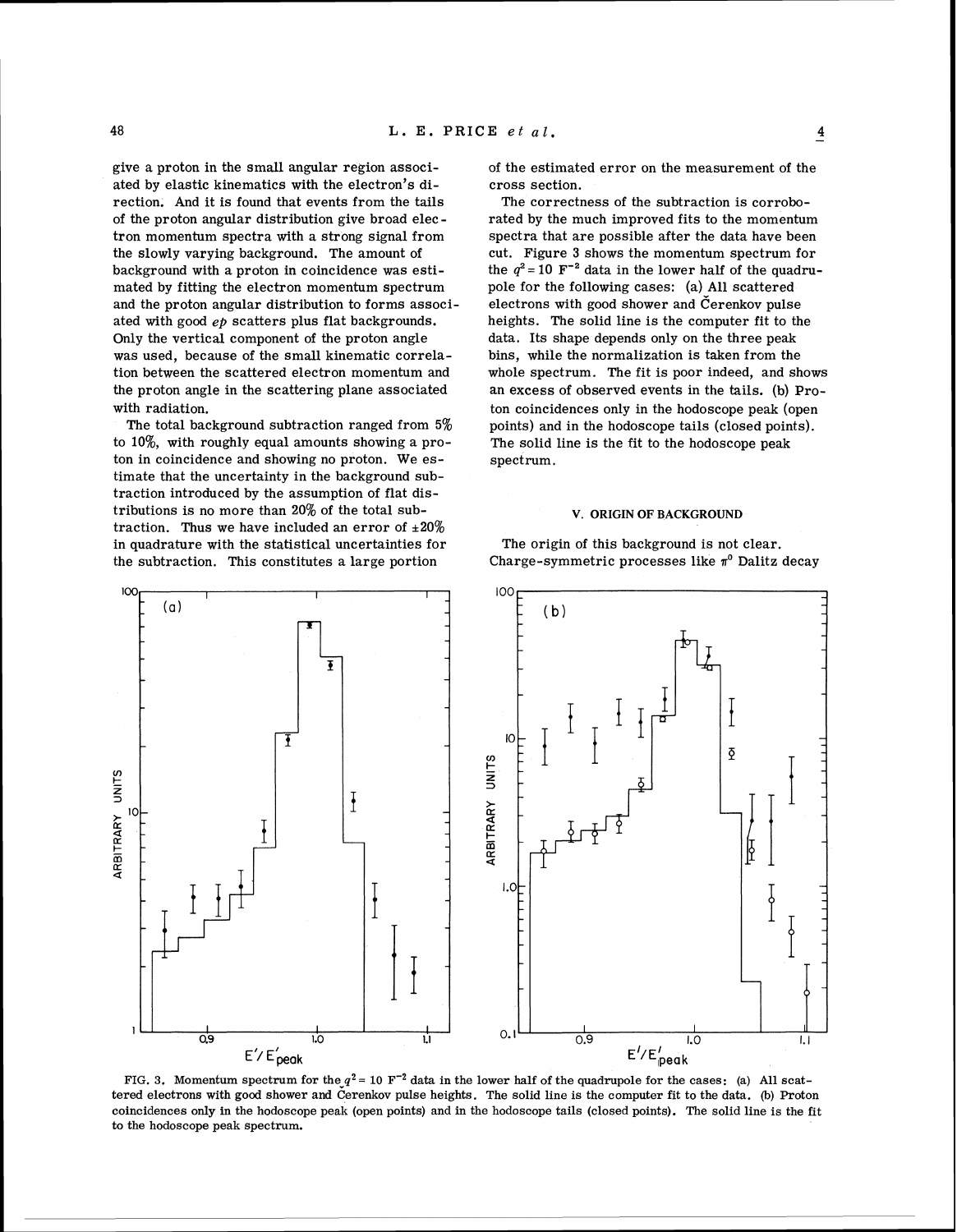give a proton in the small angular region associated by elastic kinematics with the electron's direction. And it is found that events from the tails of the proton angular distribution give broad electron momentum spectra with a strong signal from the slowly varying background. The amount of background with a proton in coincidence was estimated by fitting the electron momentum spectrum and the proton angular distribution to forms associated with good *ep* scatters plus flat backgrounds. Only the vertical component of the proton angle was used, because of the small kinematic correlation between the scattered electron momentum and the proton angle in the scattering plane associated with radiation.

The total background subtraction ranged from 5% to 10%, with roughly equal amounts showing a proton in coincidence and showing no proton. We estimate that the uncertainty in the background subtraction introduced by the assumption of flat distributions is no more than 20% of the total subtraction. Thus we have included an error of ±20% in quadrature with the statistical uncertainties for the subtraction. This constitutes a large portion of the estimated error on the measurement of the cross section.

The correctness of the subtraction is corroborated by the much improved fits to the momentum spectra that are possible after the data have been cut. Figure 3 shows the momentum spectrum for the $q^2 = 10\ \mathrm{F}^{-2}$ data in the lower half of the quadrupole for the following cases: (a) All scattered electrons with good shower and Čerenkov pulse heights. The solid line is the computer fit to the data. Its shape depends only on the three peak bins, while the normalization is taken from the whole spectrum. The fit is poor indeed, and shows an excess of observed events in the tails. (b) Proton coincidences only in the hodoscope peak (open points) and in the hodoscope tails (closed points). The solid line is the fit to the hodoscope peak spectrum.

## V. ORIGIN OF BACKGROUND

The origin of this background is not clear. Charge-symmetric processes like $\pi^0$ Dalitz decay

FIG. 3. Momentum spectrum for the $q^2 = 10\ \mathrm{F}^{-2}$ data in the lower half of the quadrupole for the cases: (a) All scattered electrons with good shower and Čerenkov pulse heights. The solid line is the computer fit to the data. (b) Proton coincidences only in the hodoscope peak (open points) and in the hodoscope tails (closed points). The solid line is the fit to the hodoscope peak spectrum.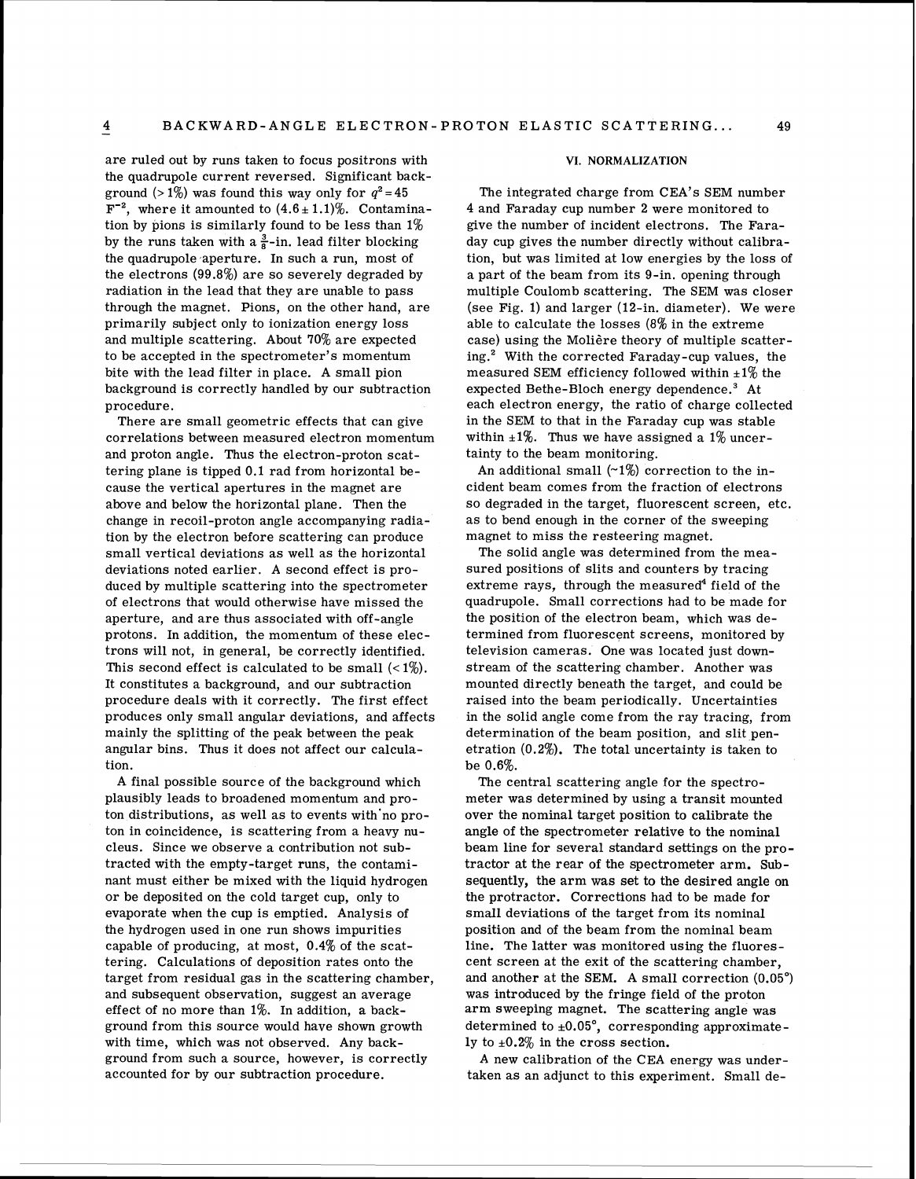are ruled out by runs taken to focus positrons with the quadrupole current reversed. Significant background (> 1%) was found this way only for $q^2 = 45$ $F^{-2}$, where it amounted to $(4.6 \pm 1.1)\%$. Contamination by pions is similarly found to be less than 1% by the runs taken with a $\frac{3}{8}$-in. lead filter blocking the quadrupole aperture. In such a run, most of the electrons (99.8%) are so severely degraded by radiation in the lead that they are unable to pass through the magnet. Pions, on the other hand, are primarily subject only to ionization energy loss and multiple scattering. About 70% are expected to be accepted in the spectrometer's momentum bite with the lead filter in place. A small pion background is correctly handled by our subtraction procedure.

There are small geometric effects that can give correlations between measured electron momentum and proton angle. Thus the electron-proton scattering plane is tipped 0.1 rad from horizontal because the vertical apertures in the magnet are above and below the horizontal plane. Then the change in recoil-proton angle accompanying radiation by the electron before scattering can produce small vertical deviations as well as the horizontal deviations noted earlier. A second effect is produced by multiple scattering into the spectrometer of electrons that would otherwise have missed the aperture, and are thus associated with off-angle protons. In addition, the momentum of these electrons will not, in general, be correctly identified. This second effect is calculated to be small (< 1%). It constitutes a background, and our subtraction procedure deals with it correctly. The first effect produces only small angular deviations, and affects mainly the splitting of the peak between the peak angular bins. Thus it does not affect our calculation.

A final possible source of the background which plausibly leads to broadened momentum and proton distributions, as well as to events with no proton in coincidence, is scattering from a heavy nucleus. Since we observe a contribution not subtracted with the empty-target runs, the contaminant must either be mixed with the liquid hydrogen or be deposited on the cold target cup, only to evaporate when the cup is emptied. Analysis of the hydrogen used in one run shows impurities capable of producing, at most, 0.4% of the scattering. Calculations of deposition rates onto the target from residual gas in the scattering chamber, and subsequent observation, suggest an average effect of no more than 1%. In addition, a background from this source would have shown growth with time, which was not observed. Any background from such a source, however, is correctly accounted for by our subtraction procedure.

## VI. NORMALIZATION

The integrated charge from CEA's SEM number 4 and Faraday cup number 2 were monitored to give the number of incident electrons. The Faraday cup gives the number directly without calibration, but was limited at low energies by the loss of a part of the beam from its 9-in. opening through multiple Coulomb scattering. The SEM was closer (see Fig. 1) and larger (12-in. diameter). We were able to calculate the losses (8% in the extreme case) using the Molière theory of multiple scattering.[2] With the corrected Faraday-cup values, the measured SEM efficiency followed within ±1% the expected Bethe-Bloch energy dependence.[3] At each electron energy, the ratio of charge collected in the SEM to that in the Faraday cup was stable within ±1%. Thus we have assigned a 1% uncertainty to the beam monitoring.

An additional small (~1%) correction to the incident beam comes from the fraction of electrons so degraded in the target, fluorescent screen, etc. as to bend enough in the corner of the sweeping magnet to miss the resteering magnet.

The solid angle was determined from the measured positions of slits and counters by tracing extreme rays, through the measured[4] field of the quadrupole. Small corrections had to be made for the position of the electron beam, which was determined from fluorescent screens, monitored by television cameras. One was located just downstream of the scattering chamber. Another was mounted directly beneath the target, and could be raised into the beam periodically. Uncertainties in the solid angle come from the ray tracing, from determination of the beam position, and slit penetration (0.2%). The total uncertainty is taken to be 0.6%.

The central scattering angle for the spectrometer was determined by using a transit mounted over the nominal target position to calibrate the angle of the spectrometer relative to the nominal beam line for several standard settings on the protractor at the rear of the spectrometer arm. Subsequently, the arm was set to the desired angle on the protractor. Corrections had to be made for small deviations of the target from its nominal position and of the beam from the nominal beam line. The latter was monitored using the fluorescent screen at the exit of the scattering chamber, and another at the SEM. A small correction (0.05°) was introduced by the fringe field of the proton arm sweeping magnet. The scattering angle was determined to ±0.05°, corresponding approximately to ±0.2% in the cross section.

A new calibration of the CEA energy was undertaken as an adjunct to this experiment. Small de-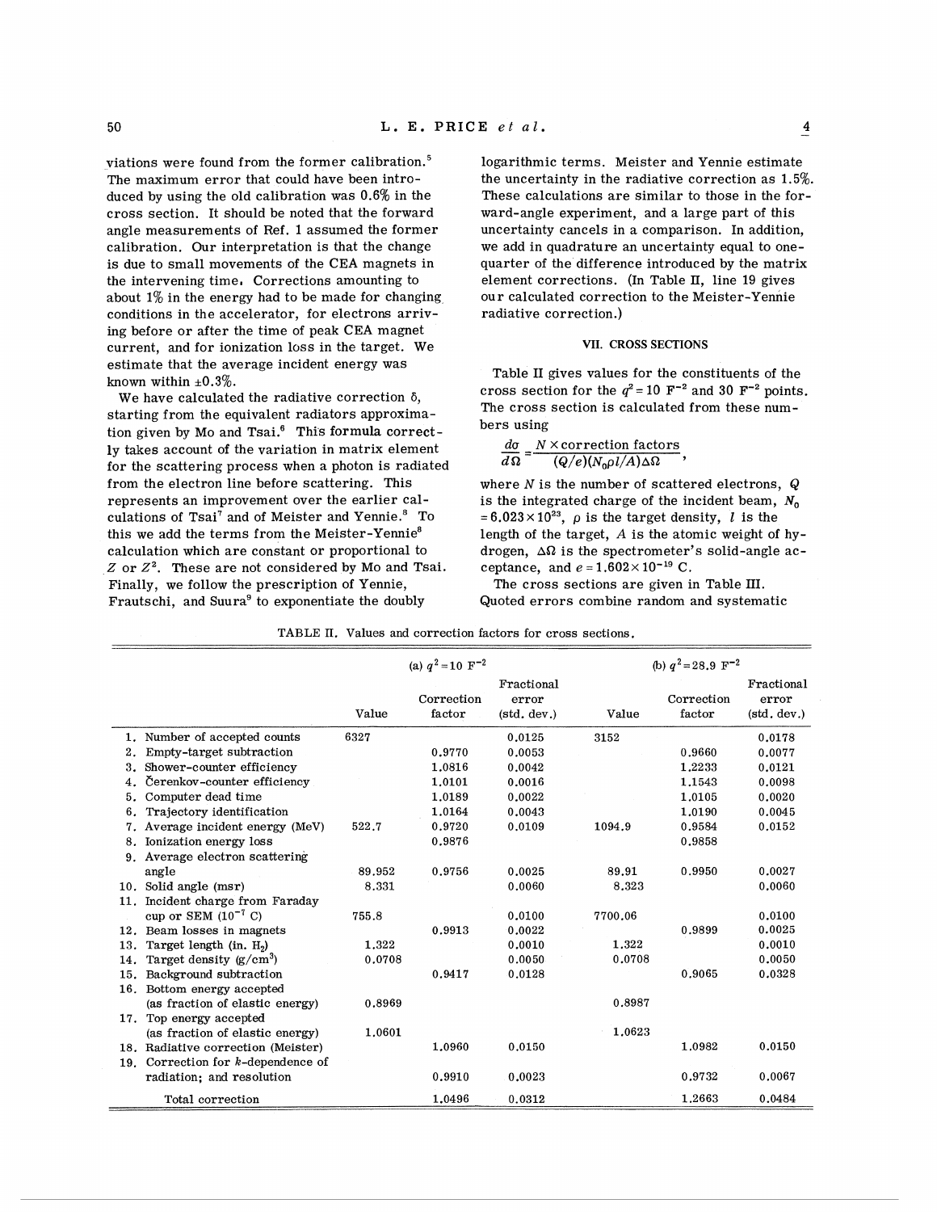viations were found from the former calibration.[5] The maximum error that could have been introduced by using the old calibration was 0.6% in the cross section. It should be noted that the forward angle measurements of Ref. 1 assumed the former calibration. Our interpretation is that the change is due to small movements of the CEA magnets in the intervening time. Corrections amounting to about 1% in the energy had to be made for changing conditions in the accelerator, for electrons arriving before or after the time of peak CEA magnet current, and for ionization loss in the target. We estimate that the average incident energy was known within ±0.3%.

We have calculated the radiative correction $\delta$, starting from the equivalent radiators approximation given by Mo and Tsai.[6] This formula correctly takes account of the variation in matrix element for the scattering process when a photon is radiated from the electron line before scattering. This represents an improvement over the earlier calculations of Tsai[7] and of Meister and Yennie.[8] To this we add the terms from the Meister-Yennie[8] calculation which are constant or proportional to $Z$ or $Z^2$. These are not considered by Mo and Tsai. Finally, we follow the prescription of Yennie, Frautschi, and Suura[9] to exponentiate the doubly logarithmic terms. Meister and Yennie estimate the uncertainty in the radiative correction as 1.5%. These calculations are similar to those in the forward-angle experiment, and a large part of this uncertainty cancels in a comparison. In addition, we add in quadrature an uncertainty equal to one-quarter of the difference introduced by the matrix element corrections. (In Table II, line 19 gives our calculated correction to the Meister-Yennie radiative correction.)

## VII. CROSS SECTIONS

Table II gives values for the constituents of the cross section for the $q^2 = 10\ \text{F}^{-2}$ and $30\ \text{F}^{-2}$ points. The cross section is calculated from these numbers using

$$\frac{d\sigma}{d\Omega} = \frac{N \times \text{correction factors}}{(Q/e)(N_0 \rho l/A)\Delta\Omega},$$

where $N$ is the number of scattered electrons, $Q$ is the integrated charge of the incident beam, $N_0 = 6.023 \times 10^{23}$, $\rho$ is the target density, $l$ is the length of the target, $A$ is the atomic weight of hydrogen, $\Delta\Omega$ is the spectrometer's solid-angle acceptance, and $e = 1.602 \times 10^{-19}$ C.

The cross sections are given in Table III. Quoted errors combine random and systematic

TABLE II. Values and correction factors for cross sections.

| | (a) $q^2 = 10\ \text{F}^{-2}$ | | | (b) $q^2 = 28.9\ \text{F}^{-2}$ | | |
|---|---|---|---|---|---|---|
| | Value | Correction factor | Fractional error (std. dev.) | Value | Correction factor | Fractional error (std. dev.) |
| 1. Number of accepted counts | 6327 | | 0.0125 | 3152 | | 0.0178 |
| 2. Empty-target subtraction | | 0.9770 | 0.0053 | | 0.9660 | 0.0077 |
| 3. Shower-counter efficiency | | 1.0816 | 0.0042 | | 1.2233 | 0.0121 |
| 4. Čerenkov-counter efficiency | | 1.0101 | 0.0016 | | 1.1543 | 0.0098 |
| 5. Computer dead time | | 1.0189 | 0.0022 | | 1.0105 | 0.0020 |
| 6. Trajectory identification | | 1.0164 | 0.0043 | | 1.0190 | 0.0045 |
| 7. Average incident energy (MeV) | 522.7 | 0.9720 | 0.0109 | 1094.9 | 0.9584 | 0.0152 |
| 8. Ionization energy loss | | 0.9876 | | | 0.9858 | |
| 9. Average electron scattering angle | 89.952 | 0.9756 | 0.0025 | 89.91 | 0.9950 | 0.0027 |
| 10. Solid angle (msr) | 8.331 | | 0.0060 | 8.323 | | 0.0060 |
| 11. Incident charge from Faraday cup or SEM ($10^{-7}$ C) | 755.8 | | 0.0100 | 7700.06 | | 0.0100 |
| 12. Beam losses in magnets | | 0.9913 | 0.0022 | | 0.9899 | 0.0025 |
| 13. Target length (in. $H_2$) | 1.322 | | 0.0010 | 1.322 | | 0.0010 |
| 14. Target density (g/cm$^3$) | 0.0708 | | 0.0050 | 0.0708 | | 0.0050 |
| 15. Background subtraction | | 0.9417 | 0.0128 | | 0.9065 | 0.0328 |
| 16. Bottom energy accepted (as fraction of elastic energy) | 0.8969 | | | 0.8987 | | |
| 17. Top energy accepted (as fraction of elastic energy) | 1.0601 | | | 1.0623 | | |
| 18. Radiative correction (Meister) | | 1.0960 | 0.0150 | | 1.0982 | 0.0150 |
| 19. Correction for $k$-dependence of radiation; and resolution | | 0.9910 | 0.0023 | | 0.9732 | 0.0067 |
| Total correction | | 1.0496 | 0.0312 | | 1.2663 | 0.0484 |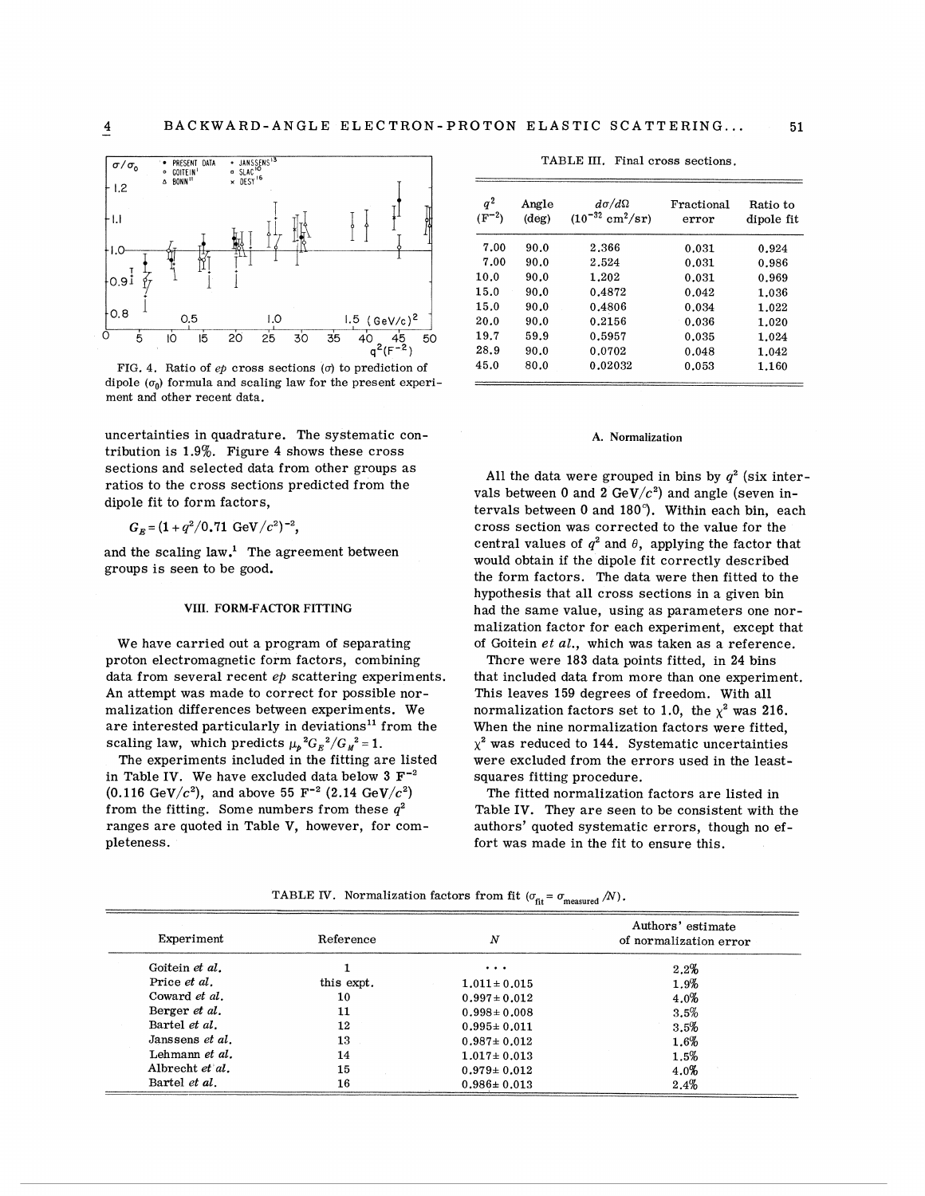FIG. 4. Ratio of $ep$ cross sections ($\sigma$) to prediction of dipole ($\sigma_0$) formula and scaling law for the present experiment and other recent data.

uncertainties in quadrature. The systematic contribution is 1.9%. Figure 4 shows these cross sections and selected data from other groups as ratios to the cross sections predicted from the dipole fit to form factors,

$$G_E = (1 + q^2/0.71 \text{ GeV}/c^2)^{-2},$$

and the scaling law.[1] The agreement between groups is seen to be good.

## VIII. FORM-FACTOR FITTING

We have carried out a program of separating proton electromagnetic form factors, combining data from several recent $ep$ scattering experiments. An attempt was made to correct for possible normalization differences between experiments. We are interested particularly in deviations[11] from the scaling law, which predicts $\mu_p{}^2 G_E{}^2/G_M{}^2 = 1$.

The experiments included in the fitting are listed in Table IV. We have excluded data below 3 $\text{F}^{-2}$ (0.116 $\text{GeV}/c^2$), and above 55 $\text{F}^{-2}$ (2.14 $\text{GeV}/c^2$) from the fitting. Some numbers from these $q^2$ ranges are quoted in Table V, however, for completeness.

TABLE III. Final cross sections.

| $q^2$ ($\text{F}^{-2}$) | Angle (deg) | $d\sigma/d\Omega$ ($10^{-32}$ $\text{cm}^2/\text{sr}$) | Fractional error | Ratio to dipole fit |
|---|---|---|---|---|
| 7.00 | 90.0 | 2.366 | 0.031 | 0.924 |
| 7.00 | 90.0 | 2.524 | 0.031 | 0.986 |
| 10.0 | 90.0 | 1.202 | 0.031 | 0.969 |
| 15.0 | 90.0 | 0.4872 | 0.042 | 1.036 |
| 15.0 | 90.0 | 0.4806 | 0.034 | 1.022 |
| 20.0 | 90.0 | 0.2156 | 0.036 | 1.020 |
| 19.7 | 59.9 | 0.5957 | 0.035 | 1.024 |
| 28.9 | 90.0 | 0.0702 | 0.048 | 1.042 |
| 45.0 | 80.0 | 0.02032 | 0.053 | 1.160 |

### A. Normalization

All the data were grouped in bins by $q^2$ (six intervals between 0 and 2 $\text{GeV}/c^2$) and angle (seven intervals between 0 and 180°). Within each bin, each cross section was corrected to the value for the central values of $q^2$ and $\theta$, applying the factor that would obtain if the dipole fit correctly described the form factors. The data were then fitted to the hypothesis that all cross sections in a given bin had the same value, using as parameters one normalization factor for each experiment, except that of Goitein *et al.*, which was taken as a reference.

There were 183 data points fitted, in 24 bins that included data from more than one experiment. This leaves 159 degrees of freedom. With all normalization factors set to 1.0, the $\chi^2$ was 216. When the nine normalization factors were fitted, $\chi^2$ was reduced to 144. Systematic uncertainties were excluded from the errors used in the least-squares fitting procedure.

The fitted normalization factors are listed in Table IV. They are seen to be consistent with the authors' quoted systematic errors, though no effort was made in the fit to ensure this.

TABLE IV. Normalization factors from fit ($\sigma_{\text{fit}} = \sigma_{\text{measured}}/N$).

| Experiment | Reference | $N$ | Authors' estimate of normalization error |
|---|---|---|---|
| Goitein *et al.* | 1 | ··· | 2.2% |
| Price *et al.* | this expt. | 1.011 ± 0.015 | 1.9% |
| Coward *et al.* | 10 | 0.997 ± 0.012 | 4.0% |
| Berger *et al.* | 11 | 0.998 ± 0.008 | 3.5% |
| Bartel *et al.* | 12 | 0.995 ± 0.011 | 3.5% |
| Janssens *et al.* | 13 | 0.987 ± 0.012 | 1.6% |
| Lehmann *et al.* | 14 | 1.017 ± 0.013 | 1.5% |
| Albrecht *et al.* | 15 | 0.979 ± 0.012 | 4.0% |
| Bartel *et al.* | 16 | 0.986 ± 0.013 | 2.4% |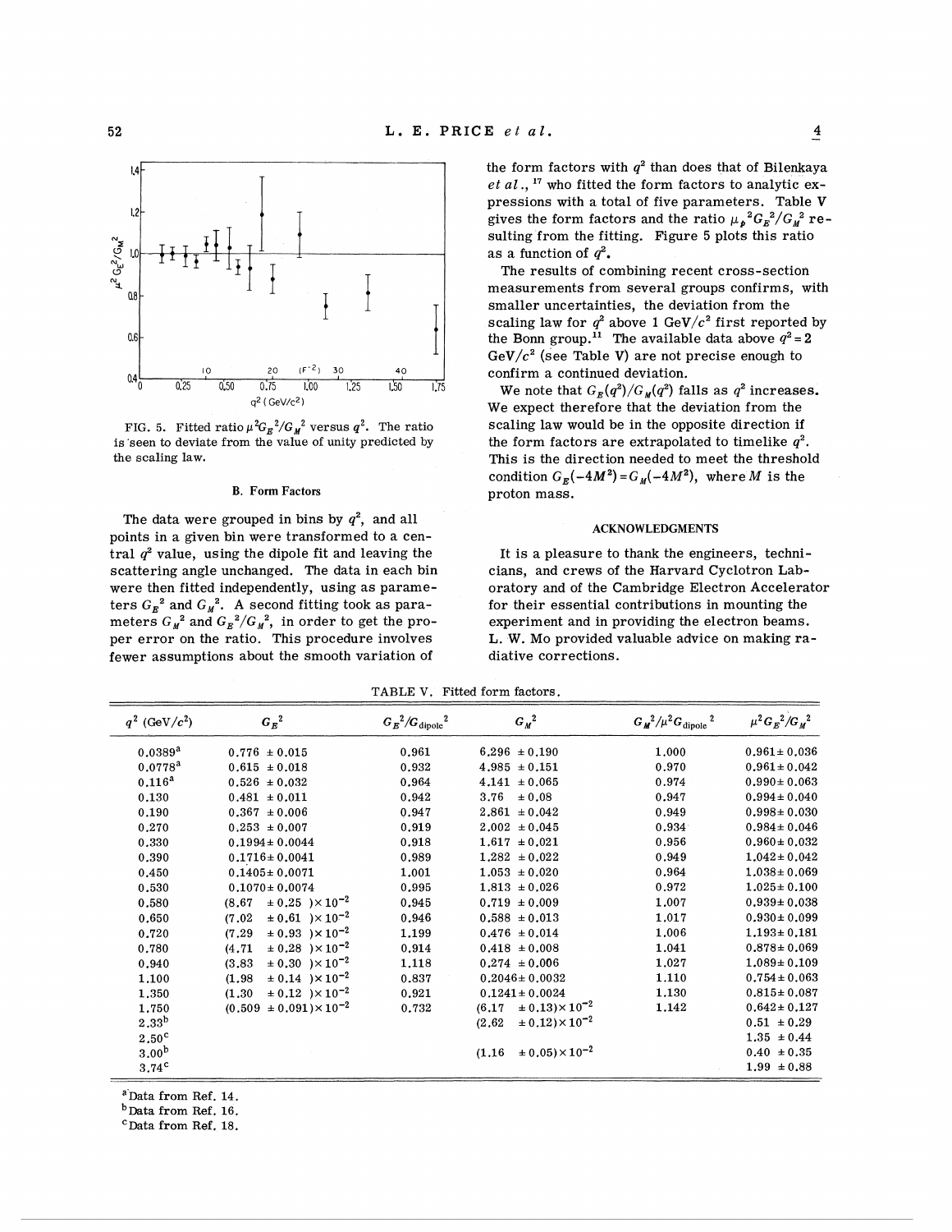FIG. 5. Fitted ratio $\mu^2 G_E^2/G_M^2$ versus $q^2$. The ratio is seen to deviate from the value of unity predicted by the scaling law.

### B. Form Factors

The data were grouped in bins by $q^2$, and all points in a given bin were transformed to a central $q^2$ value, using the dipole fit and leaving the scattering angle unchanged. The data in each bin were then fitted independently, using as parameters $G_E^2$ and $G_M^2$. A second fitting took as parameters $G_M^2$ and $G_E^2/G_M^2$, in order to get the proper error on the ratio. This procedure involves fewer assumptions about the smooth variation of the form factors with $q^2$ than does that of Bilenkaya *et al.*,[17] who fitted the form factors to analytic expressions with a total of five parameters. Table V gives the form factors and the ratio $\mu_p^2 G_E^2/G_M^2$ resulting from the fitting. Figure 5 plots this ratio as a function of $q^2$.

The results of combining recent cross-section measurements from several groups confirms, with smaller uncertainties, the deviation from the scaling law for $q^2$ above 1 GeV/$c^2$ first reported by the Bonn group.[11] The available data above $q^2 = 2$ GeV/$c^2$ (see Table V) are not precise enough to confirm a continued deviation.

We note that $G_E(q^2)/G_M(q^2)$ falls as $q^2$ increases. We expect therefore that the deviation from the scaling law would be in the opposite direction if the form factors are extrapolated to timelike $q^2$. This is the direction needed to meet the threshold condition $G_E(-4M^2) = G_M(-4M^2)$, where $M$ is the proton mass.

### ACKNOWLEDGMENTS

It is a pleasure to thank the engineers, technicians, and crews of the Harvard Cyclotron Laboratory and of the Cambridge Electron Accelerator for their essential contributions in mounting the experiment and in providing the electron beams. L. W. Mo provided valuable advice on making radiative corrections.

TABLE V. Fitted form factors.

| $q^2$ (GeV/$c^2$) | $G_E^2$ | $G_E^2/G_{\text{dipole}}^2$ | $G_M^2$ | $G_M^2/\mu^2 G_{\text{dipole}}^2$ | $\mu^2 G_E^2/G_M^2$ |
|---|---|---|---|---|---|
| 0.0389[a] | 0.776 ± 0.015 | 0.961 | 6.296 ± 0.190 | 1.000 | 0.961 ± 0.036 |
| 0.0778[a] | 0.615 ± 0.018 | 0.932 | 4.985 ± 0.151 | 0.970 | 0.961 ± 0.042 |
| 0.116[a] | 0.526 ± 0.032 | 0.964 | 4.141 ± 0.065 | 0.974 | 0.990 ± 0.063 |
| 0.130 | 0.481 ± 0.011 | 0.942 | 3.76 ± 0.08 | 0.947 | 0.994 ± 0.040 |
| 0.190 | 0.367 ± 0.006 | 0.947 | 2.861 ± 0.042 | 0.949 | 0.998 ± 0.030 |
| 0.270 | 0.253 ± 0.007 | 0.919 | 2.002 ± 0.045 | 0.934 | 0.984 ± 0.046 |
| 0.330 | 0.1994 ± 0.0044 | 0.918 | 1.617 ± 0.021 | 0.956 | 0.960 ± 0.032 |
| 0.390 | 0.1716 ± 0.0041 | 0.989 | 1.282 ± 0.022 | 0.949 | 1.042 ± 0.042 |
| 0.450 | 0.1405 ± 0.0071 | 1.001 | 1.053 ± 0.020 | 0.964 | 1.038 ± 0.069 |
| 0.530 | 0.1070 ± 0.0074 | 0.995 | 1.813 ± 0.026 | 0.972 | 1.025 ± 0.100 |
| 0.580 | $(8.67 \pm 0.25) \times 10^{-2}$ | 0.945 | 0.719 ± 0.009 | 1.007 | 0.939 ± 0.038 |
| 0.650 | $(7.02 \pm 0.61) \times 10^{-2}$ | 0.946 | 0.588 ± 0.013 | 1.017 | 0.930 ± 0.099 |
| 0.720 | $(7.29 \pm 0.93) \times 10^{-2}$ | 1.199 | 0.476 ± 0.014 | 1.006 | 1.193 ± 0.181 |
| 0.780 | $(4.71 \pm 0.28) \times 10^{-2}$ | 0.914 | 0.418 ± 0.008 | 1.041 | 0.878 ± 0.069 |
| 0.940 | $(3.83 \pm 0.30) \times 10^{-2}$ | 1.118 | 0.274 ± 0.006 | 1.027 | 1.089 ± 0.109 |
| 1.100 | $(1.98 \pm 0.14) \times 10^{-2}$ | 0.837 | 0.2046 ± 0.0032 | 1.110 | 0.754 ± 0.063 |
| 1.350 | $(1.30 \pm 0.12) \times 10^{-2}$ | 0.921 | 0.1241 ± 0.0024 | 1.130 | 0.815 ± 0.087 |
| 1.750 | $(0.509 \pm 0.091) \times 10^{-2}$ | 0.732 | $(6.17 \pm 0.13) \times 10^{-2}$ | 1.142 | 0.642 ± 0.127 |
| 2.33[b] | | | $(2.62 \pm 0.12) \times 10^{-2}$ | | 0.51 ± 0.29 |
| 2.50[c] | | | | | 1.35 ± 0.44 |
| 3.00[b] | | | $(1.16 \pm 0.05) \times 10^{-2}$ | | 0.40 ± 0.35 |
| 3.74[c] | | | | | 1.99 ± 0.88 |

[a] Data from Ref. 14.
[b] Data from Ref. 16.
[c] Data from Ref. 18.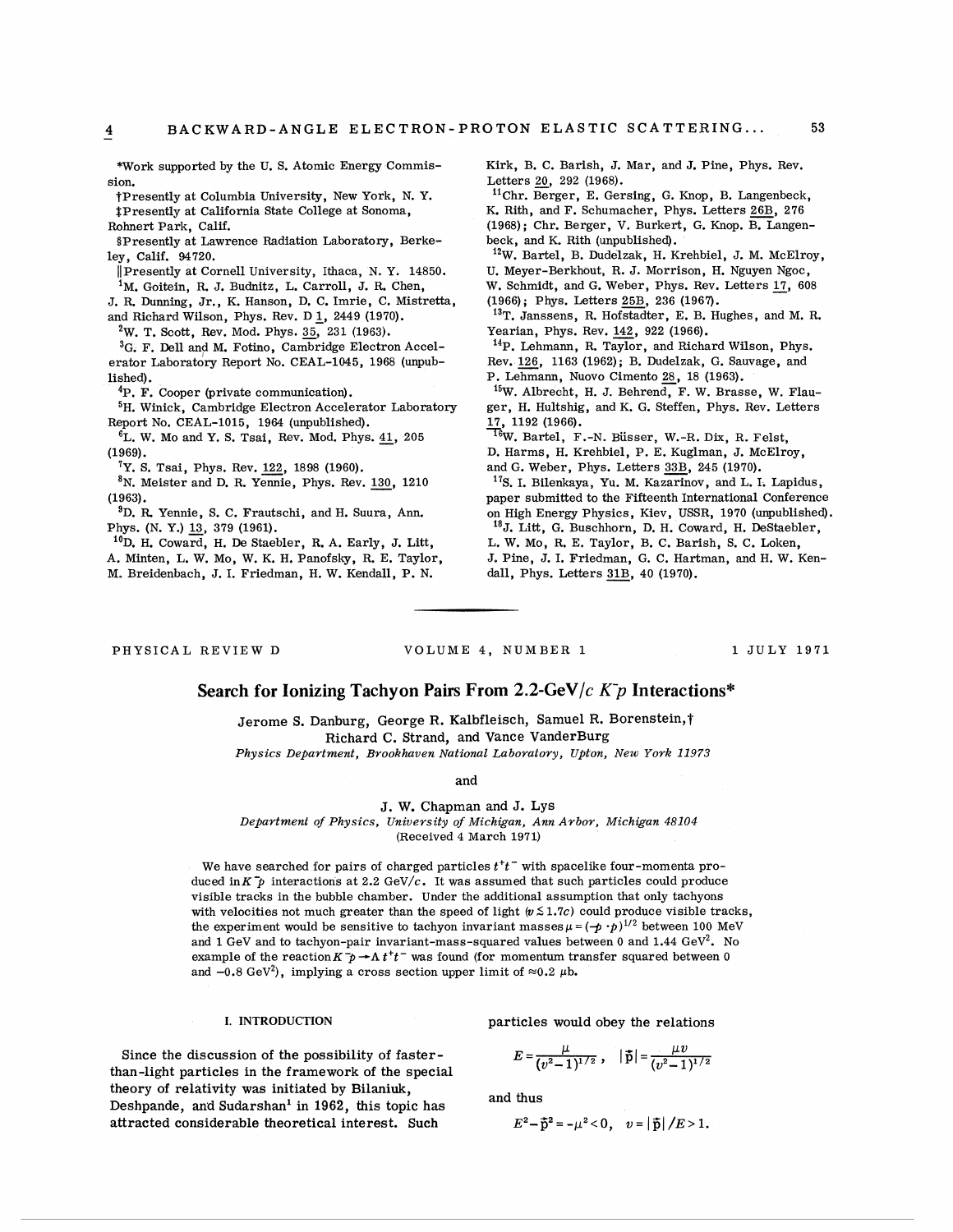*Work supported by the U. S. Atomic Energy Commission.

†Presently at Columbia University, New York, N. Y.

‡Presently at California State College at Sonoma, Rohnert Park, Calif.

§Presently at Lawrence Radiation Laboratory, Berkeley, Calif. 94720.

‖Presently at Cornell University, Ithaca, N. Y. 14850.

[1] M. Goitein, R. J. Budnitz, L. Carroll, J. R. Chen, J. R. Dunning, Jr., K. Hanson, D. C. Imrie, C. Mistretta, and Richard Wilson, Phys. Rev. D 1, 2449 (1970).

[2] W. T. Scott, Rev. Mod. Phys. 35, 231 (1963).

[3] G. F. Dell and M. Fotino, Cambridge Electron Accelerator Laboratory Report No. CEAL-1045, 1968 (unpublished).

[4] P. F. Cooper (private communication).

[5] H. Winick, Cambridge Electron Accelerator Laboratory Report No. CEAL-1015, 1964 (unpublished).

[6] L. W. Mo and Y. S. Tsai, Rev. Mod. Phys. 41, 205 (1969).

[7] Y. S. Tsai, Phys. Rev. 122, 1898 (1960).

[8] N. Meister and D. R. Yennie, Phys. Rev. 130, 1210 (1963).

[9] D. R. Yennie, S. C. Frautschi, and H. Suura, Ann. Phys. (N. Y.) 13, 379 (1961).

[10] D. H. Coward, H. De Staebler, R. A. Early, J. Litt, A. Minten, L. W. Mo, W. K. H. Panofsky, R. E. Taylor, M. Breidenbach, J. I. Friedman, H. W. Kendall, P. N. Kirk, B. C. Barish, J. Mar, and J. Pine, Phys. Rev. Letters 20, 292 (1968).

[11] Chr. Berger, E. Gersing, G. Knop, B. Langenbeck, K. Rith, and F. Schumacher, Phys. Letters 26B, 276 (1968); Chr. Berger, V. Burkert, G. Knop. B. Langenbeck, and K. Rith (unpublished).

[12] W. Bartel, B. Dudelzak, H. Krehbiel, J. M. McElroy, U. Meyer-Berkhout, R. J. Morrison, H. Nguyen Ngoc, W. Schmidt, and G. Weber, Phys. Rev. Letters 17, 608 (1966); Phys. Letters 25B, 236 (1967).

[13] T. Janssens, R. Hofstadter, E. B. Hughes, and M. R. Yearian, Phys. Rev. 142, 922 (1966).

[14] P. Lehmann, R. Taylor, and Richard Wilson, Phys. Rev. 126, 1163 (1962); B. Dudelzak, G. Sauvage, and P. Lehmann, Nuovo Cimento 28, 18 (1963).

[15] W. Albrecht, H. J. Behrend, F. W. Brasse, W. Flauger, H. Hultshig, and K. G. Steffen, Phys. Rev. Letters 17, 1192 (1966).

[16] W. Bartel, F.-N. Büsser, W.-R. Dix, R. Felst, D. Harms, H. Krehbiel, P. E. Kuglman, J. McElroy, and G. Weber, Phys. Letters 33B, 245 (1970).

[17] S. I. Bilenkaya, Yu. M. Kazarinov, and L. I. Lapidus, paper submitted to the Fifteenth International Conference on High Energy Physics, Kiev, USSR, 1970 (unpublished).

[18] J. Litt, G. Buschhorn, D. H. Coward, H. DeStaebler, L. W. Mo, R. E. Taylor, B. C. Barish, S. C. Loken, J. Pine, J. I. Friedman, G. C. Hartman, and H. W. Kendall, Phys. Letters 31B, 40 (1970).

---

PHYSICAL REVIEW D VOLUME 4, NUMBER 1 1 JULY 1971

# Search for Ionizing Tachyon Pairs From 2.2-GeV/$c$ $K^-p$ Interactions*

Jerome S. Danburg, George R. Kalbfleisch, Samuel R. Borenstein,† Richard C. Strand, and Vance VanderBurg

*Physics Department, Brookhaven National Laboratory, Upton, New York 11973*

and

J. W. Chapman and J. Lys

*Department of Physics, University of Michigan, Ann Arbor, Michigan 48104*

(Received 4 March 1971)

We have searched for pairs of charged particles $t^+t^-$ with spacelike four-momenta produced in $K^-p$ interactions at 2.2 GeV/$c$. It was assumed that such particles could produce visible tracks in the bubble chamber. Under the additional assumption that only tachyons with velocities not much greater than the speed of light ($v \lesssim 1.7c$) could produce visible tracks, the experiment would be sensitive to tachyon invariant masses $\mu = (-p \cdot p)^{1/2}$ between 100 MeV and 1 GeV and to tachyon-pair invariant-mass-squared values between 0 and 1.44 GeV$^2$. No example of the reaction $K^-p \to \Lambda t^+t^-$ was found (for momentum transfer squared between 0 and $-0.8$ GeV$^2$), implying a cross section upper limit of $\approx 0.2$ μb.

## I. INTRODUCTION

Since the discussion of the possibility of faster-than-light particles in the framework of the special theory of relativity was initiated by Bilaniuk, Deshpande, and Sudarshan[1] in 1962, this topic has attracted considerable theoretical interest. Such particles would obey the relations

$$E = \frac{\mu}{(v^2-1)^{1/2}}, \quad |\vec{p}| = \frac{\mu v}{(v^2-1)^{1/2}}$$

and thus

$$E^2 - \vec{p}^{\,2} = -\mu^2 < 0, \quad v = |\vec{p}|/E > 1.$$